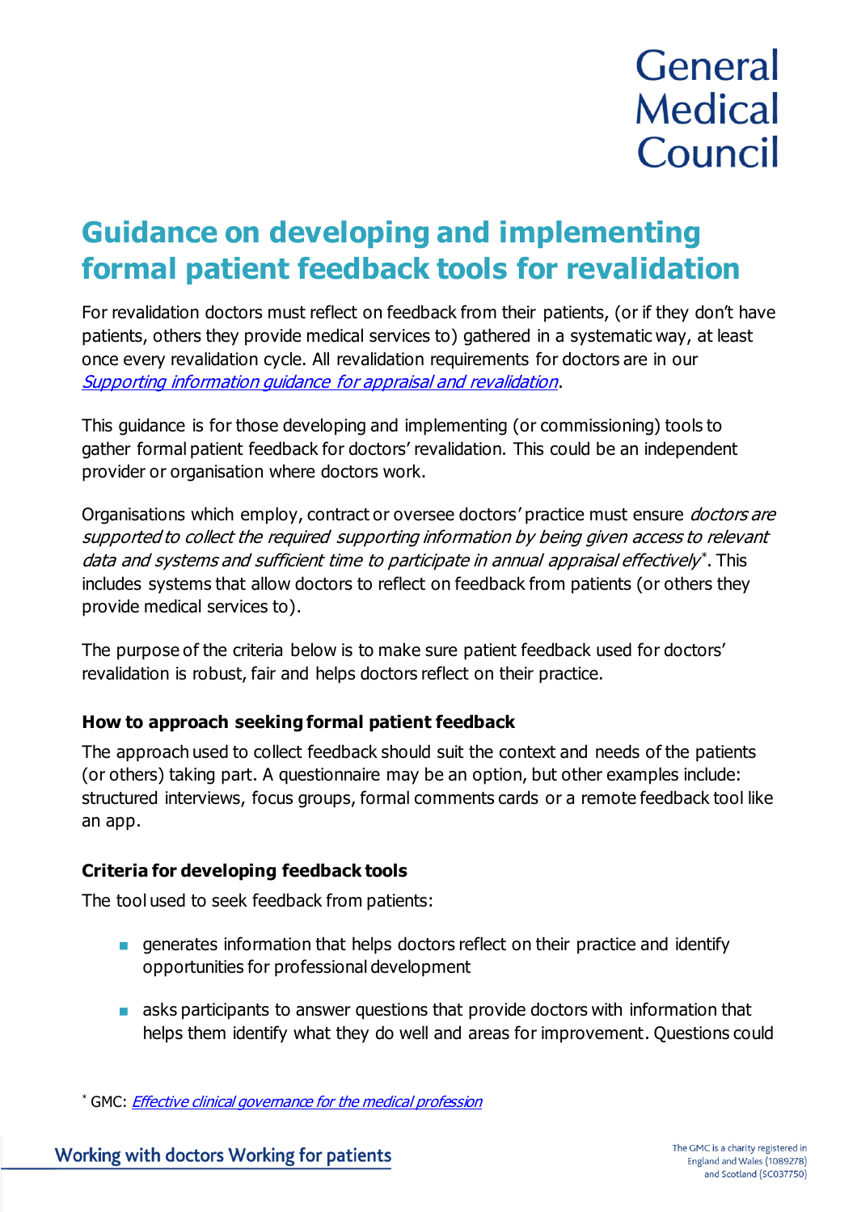General Medical Council

# Guidance on developing and implementing formal patient feedback tools for revalidation

For revalidation doctors must reflect on feedback from their patients, (or if they don't have patients, others they provide medical services to) gathered in a systematic way, at least once every revalidation cycle. All revalidation requirements for doctors are in our [*Supporting information guidance for appraisal and revalidation*]().

This guidance is for those developing and implementing (or commissioning) tools to gather formal patient feedback for doctors' revalidation. This could be an independent provider or organisation where doctors work.

Organisations which employ, contract or oversee doctors' practice must ensure *doctors are supported to collect the required supporting information by being given access to relevant data and systems and sufficient time to participate in annual appraisal effectively*[*]. This includes systems that allow doctors to reflect on feedback from patients (or others they provide medical services to).

The purpose of the criteria below is to make sure patient feedback used for doctors' revalidation is robust, fair and helps doctors reflect on their practice.

### How to approach seeking formal patient feedback

The approach used to collect feedback should suit the context and needs of the patients (or others) taking part. A questionnaire may be an option, but other examples include: structured interviews, focus groups, formal comments cards or a remote feedback tool like an app.

### Criteria for developing feedback tools

The tool used to seek feedback from patients:

- generates information that helps doctors reflect on their practice and identify opportunities for professional development
- asks participants to answer questions that provide doctors with information that helps them identify what they do well and areas for improvement. Questions could

[*] GMC: [*Effective clinical governance for the medical profession*]()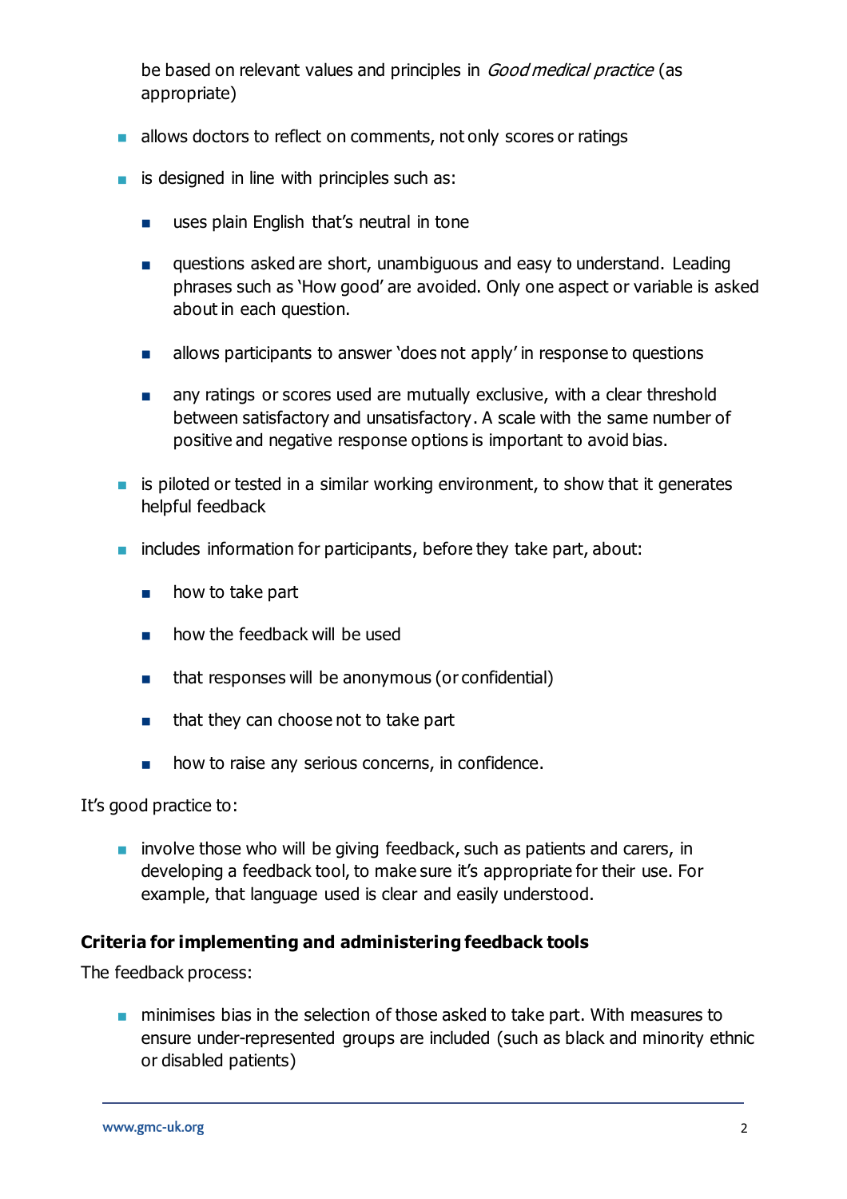be based on relevant values and principles in *Good medical practice* (as appropriate)

- allows doctors to reflect on comments, not only scores or ratings
- is designed in line with principles such as:
  - uses plain English that's neutral in tone
  - questions asked are short, unambiguous and easy to understand. Leading phrases such as 'How good' are avoided. Only one aspect or variable is asked about in each question.
  - allows participants to answer 'does not apply' in response to questions
  - any ratings or scores used are mutually exclusive, with a clear threshold between satisfactory and unsatisfactory. A scale with the same number of positive and negative response options is important to avoid bias.
- is piloted or tested in a similar working environment, to show that it generates helpful feedback
- includes information for participants, before they take part, about:
  - how to take part
  - how the feedback will be used
  - that responses will be anonymous (or confidential)
  - that they can choose not to take part
  - how to raise any serious concerns, in confidence.

It's good practice to:

- involve those who will be giving feedback, such as patients and carers, in developing a feedback tool, to make sure it's appropriate for their use. For example, that language used is clear and easily understood.

### Criteria for implementing and administering feedback tools

The feedback process:

- minimises bias in the selection of those asked to take part. With measures to ensure under-represented groups are included (such as black and minority ethnic or disabled patients)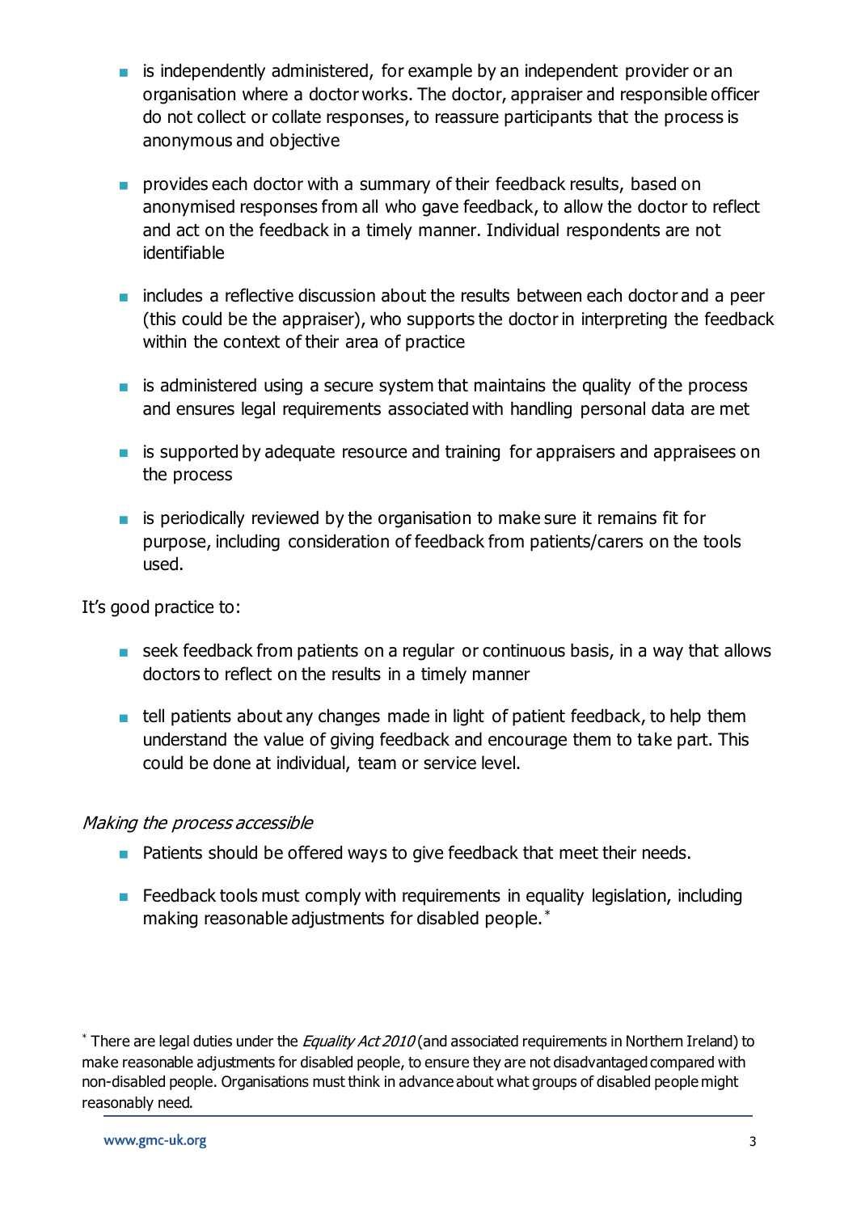- is independently administered, for example by an independent provider or an organisation where a doctor works. The doctor, appraiser and responsible officer do not collect or collate responses, to reassure participants that the process is anonymous and objective

- provides each doctor with a summary of their feedback results, based on anonymised responses from all who gave feedback, to allow the doctor to reflect and act on the feedback in a timely manner. Individual respondents are not identifiable

- includes a reflective discussion about the results between each doctor and a peer (this could be the appraiser), who supports the doctor in interpreting the feedback within the context of their area of practice

- is administered using a secure system that maintains the quality of the process and ensures legal requirements associated with handling personal data are met

- is supported by adequate resource and training for appraisers and appraisees on the process

- is periodically reviewed by the organisation to make sure it remains fit for purpose, including consideration of feedback from patients/carers on the tools used.

It's good practice to:

- seek feedback from patients on a regular or continuous basis, in a way that allows doctors to reflect on the results in a timely manner

- tell patients about any changes made in light of patient feedback, to help them understand the value of giving feedback and encourage them to take part. This could be done at individual, team or service level.

*Making the process accessible*

- Patients should be offered ways to give feedback that meet their needs.

- Feedback tools must comply with requirements in equality legislation, including making reasonable adjustments for disabled people.*

* There are legal duties under the *Equality Act 2010* (and associated requirements in Northern Ireland) to make reasonable adjustments for disabled people, to ensure they are not disadvantaged compared with non-disabled people. Organisations must think in advance about what groups of disabled people might reasonably need.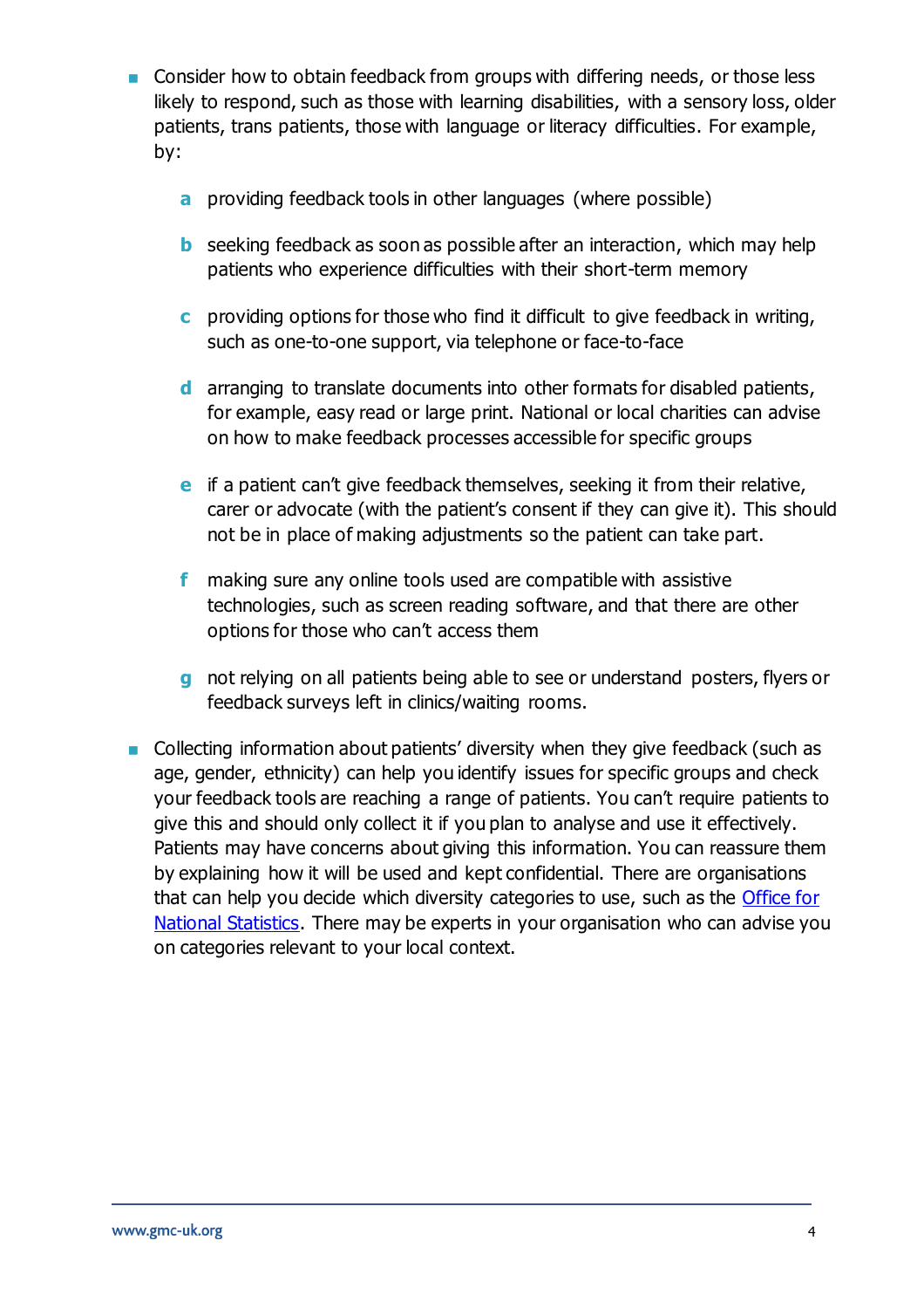- Consider how to obtain feedback from groups with differing needs, or those less likely to respond, such as those with learning disabilities, with a sensory loss, older patients, trans patients, those with language or literacy difficulties. For example, by:

   a. providing feedback tools in other languages (where possible)

   b. seeking feedback as soon as possible after an interaction, which may help patients who experience difficulties with their short-term memory

   c. providing options for those who find it difficult to give feedback in writing, such as one-to-one support, via telephone or face-to-face

   d. arranging to translate documents into other formats for disabled patients, for example, easy read or large print. National or local charities can advise on how to make feedback processes accessible for specific groups

   e. if a patient can't give feedback themselves, seeking it from their relative, carer or advocate (with the patient's consent if they can give it). This should not be in place of making adjustments so the patient can take part.

   f. making sure any online tools used are compatible with assistive technologies, such as screen reading software, and that there are other options for those who can't access them

   g. not relying on all patients being able to see or understand posters, flyers or feedback surveys left in clinics/waiting rooms.

- Collecting information about patients' diversity when they give feedback (such as age, gender, ethnicity) can help you identify issues for specific groups and check your feedback tools are reaching a range of patients. You can't require patients to give this and should only collect it if you plan to analyse and use it effectively. Patients may have concerns about giving this information. You can reassure them by explaining how it will be used and kept confidential. There are organisations that can help you decide which diversity categories to use, such as the Office for National Statistics. There may be experts in your organisation who can advise you on categories relevant to your local context.